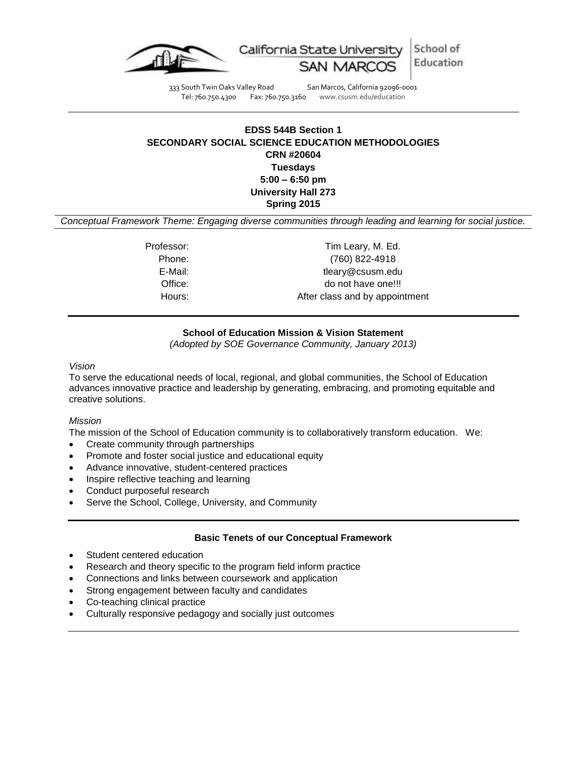California State University SAN MARCOS | School of Education

333 South Twin Oaks Valley Road San Marcos, California 92096-0001
Tel: 760.750.4300 Fax: 760.750.3160 www.csusm.edu/education

---

**EDSS 544B Section 1**
**SECONDARY SOCIAL SCIENCE EDUCATION METHODOLOGIES**
**CRN #20604**
**Tuesdays**
**5:00 – 6:50 pm**
**University Hall 273**
**Spring 2015**

*Conceptual Framework Theme: Engaging diverse communities through leading and learning for social justice.*

| | |
|---|---|
| Professor: | Tim Leary, M. Ed. |
| Phone: | (760) 822-4918 |
| E-Mail: | tleary@csusm.edu |
| Office: | do not have one!!! |
| Hours: | After class and by appointment |

---

**School of Education Mission & Vision Statement**
*(Adopted by SOE Governance Community, January 2013)*

*Vision*
To serve the educational needs of local, regional, and global communities, the School of Education advances innovative practice and leadership by generating, embracing, and promoting equitable and creative solutions.

*Mission*
The mission of the School of Education community is to collaboratively transform education. We:

- Create community through partnerships
- Promote and foster social justice and educational equity
- Advance innovative, student-centered practices
- Inspire reflective teaching and learning
- Conduct purposeful research
- Serve the School, College, University, and Community

---

**Basic Tenets of our Conceptual Framework**

- Student centered education
- Research and theory specific to the program field inform practice
- Connections and links between coursework and application
- Strong engagement between faculty and candidates
- Co-teaching clinical practice
- Culturally responsive pedagogy and socially just outcomes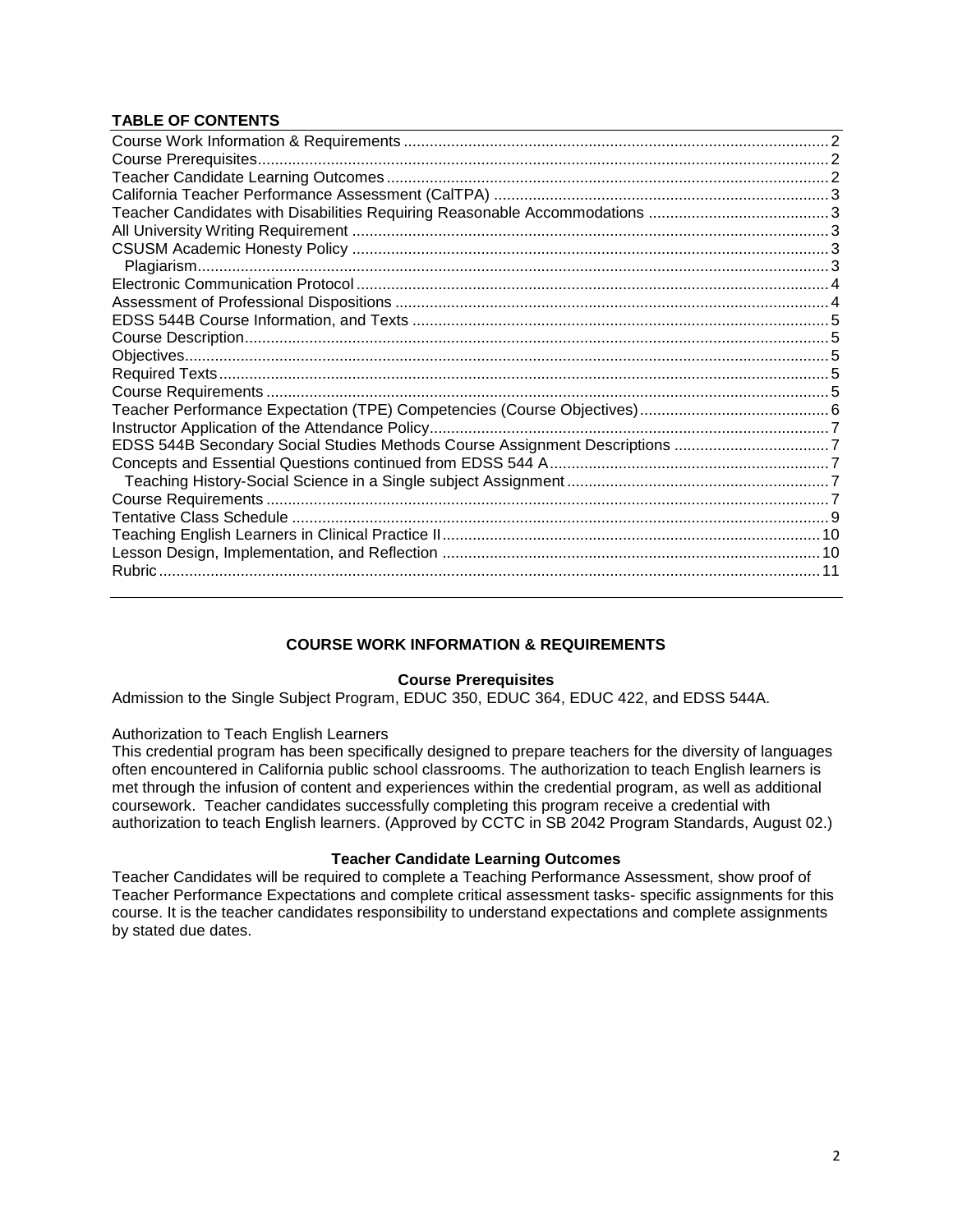**TABLE OF CONTENTS**

| | |
|---|---|
| Course Work Information & Requirements | 2 |
| Course Prerequisites | 2 |
| Teacher Candidate Learning Outcomes | 2 |
| California Teacher Performance Assessment (CalTPA) | 3 |
| Teacher Candidates with Disabilities Requiring Reasonable Accommodations | 3 |
| All University Writing Requirement | 3 |
| CSUSM Academic Honesty Policy | 3 |
| Plagiarism | 3 |
| Electronic Communication Protocol | 4 |
| Assessment of Professional Dispositions | 4 |
| EDSS 544B Course Information, and Texts | 5 |
| Course Description | 5 |
| Objectives | 5 |
| Required Texts | 5 |
| Course Requirements | 5 |
| Teacher Performance Expectation (TPE) Competencies (Course Objectives) | 6 |
| Instructor Application of the Attendance Policy | 7 |
| EDSS 544B Secondary Social Studies Methods Course Assignment Descriptions | 7 |
| Concepts and Essential Questions continued from EDSS 544 A | 7 |
| Teaching History-Social Science in a Single subject Assignment | 7 |
| Course Requirements | 7 |
| Tentative Class Schedule | 9 |
| Teaching English Learners in Clinical Practice II | 10 |
| Lesson Design, Implementation, and Reflection | 10 |
| Rubric | 11 |

## COURSE WORK INFORMATION & REQUIREMENTS

### Course Prerequisites

Admission to the Single Subject Program, EDUC 350, EDUC 364, EDUC 422, and EDSS 544A.

Authorization to Teach English Learners

This credential program has been specifically designed to prepare teachers for the diversity of languages often encountered in California public school classrooms. The authorization to teach English learners is met through the infusion of content and experiences within the credential program, as well as additional coursework. Teacher candidates successfully completing this program receive a credential with authorization to teach English learners. (Approved by CCTC in SB 2042 Program Standards, August 02.)

### Teacher Candidate Learning Outcomes

Teacher Candidates will be required to complete a Teaching Performance Assessment, show proof of Teacher Performance Expectations and complete critical assessment tasks- specific assignments for this course. It is the teacher candidates responsibility to understand expectations and complete assignments by stated due dates.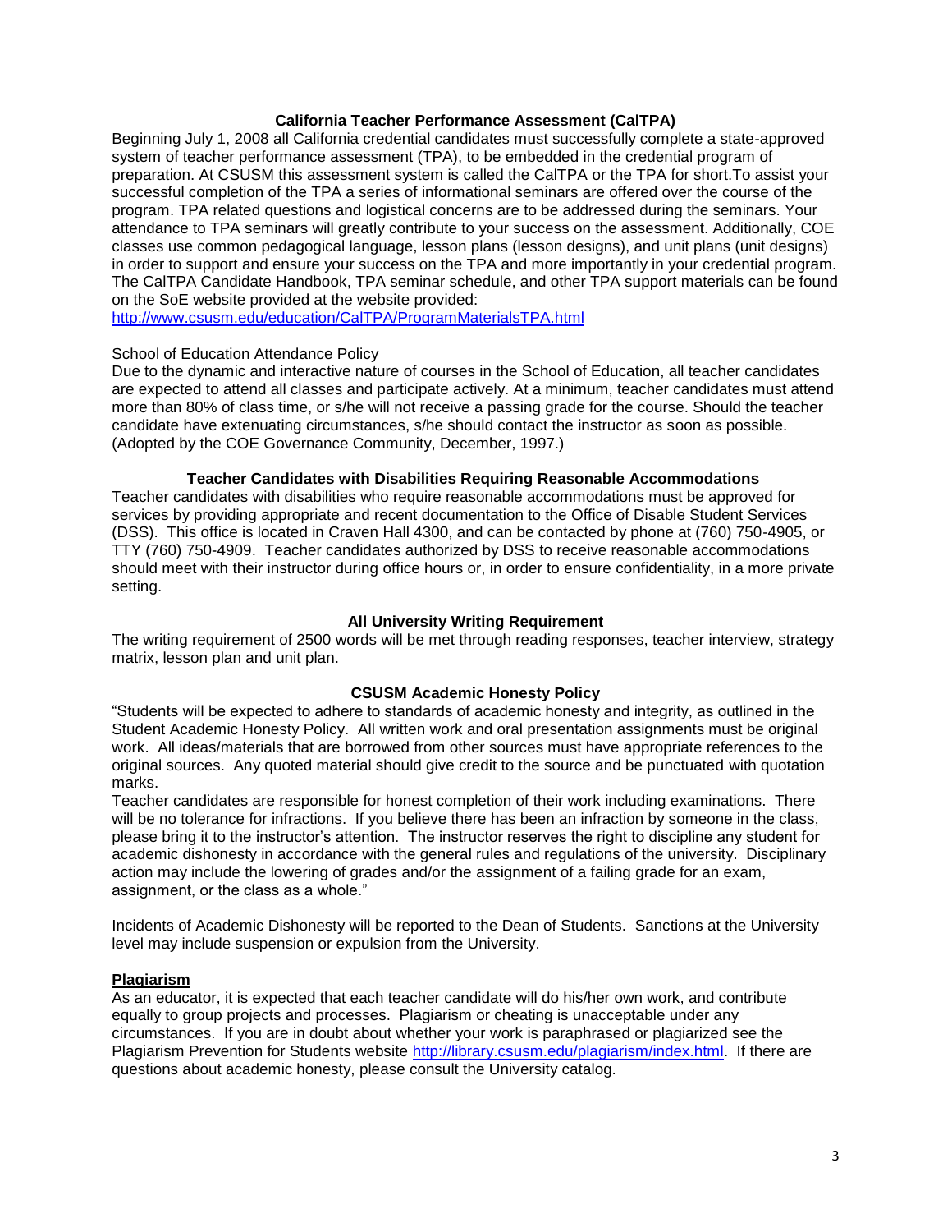### California Teacher Performance Assessment (CalTPA)

Beginning July 1, 2008 all California credential candidates must successfully complete a state-approved system of teacher performance assessment (TPA), to be embedded in the credential program of preparation. At CSUSM this assessment system is called the CalTPA or the TPA for short.To assist your successful completion of the TPA a series of informational seminars are offered over the course of the program. TPA related questions and logistical concerns are to be addressed during the seminars. Your attendance to TPA seminars will greatly contribute to your success on the assessment. Additionally, COE classes use common pedagogical language, lesson plans (lesson designs), and unit plans (unit designs) in order to support and ensure your success on the TPA and more importantly in your credential program. The CalTPA Candidate Handbook, TPA seminar schedule, and other TPA support materials can be found on the SoE website provided at the website provided:
http://www.csusm.edu/education/CalTPA/ProgramMaterialsTPA.html

School of Education Attendance Policy

Due to the dynamic and interactive nature of courses in the School of Education, all teacher candidates are expected to attend all classes and participate actively. At a minimum, teacher candidates must attend more than 80% of class time, or s/he will not receive a passing grade for the course. Should the teacher candidate have extenuating circumstances, s/he should contact the instructor as soon as possible. (Adopted by the COE Governance Community, December, 1997.)

### Teacher Candidates with Disabilities Requiring Reasonable Accommodations

Teacher candidates with disabilities who require reasonable accommodations must be approved for services by providing appropriate and recent documentation to the Office of Disable Student Services (DSS). This office is located in Craven Hall 4300, and can be contacted by phone at (760) 750-4905, or TTY (760) 750-4909. Teacher candidates authorized by DSS to receive reasonable accommodations should meet with their instructor during office hours or, in order to ensure confidentiality, in a more private setting.

### All University Writing Requirement

The writing requirement of 2500 words will be met through reading responses, teacher interview, strategy matrix, lesson plan and unit plan.

### CSUSM Academic Honesty Policy

"Students will be expected to adhere to standards of academic honesty and integrity, as outlined in the Student Academic Honesty Policy. All written work and oral presentation assignments must be original work. All ideas/materials that are borrowed from other sources must have appropriate references to the original sources. Any quoted material should give credit to the source and be punctuated with quotation marks.

Teacher candidates are responsible for honest completion of their work including examinations. There will be no tolerance for infractions. If you believe there has been an infraction by someone in the class, please bring it to the instructor's attention. The instructor reserves the right to discipline any student for academic dishonesty in accordance with the general rules and regulations of the university. Disciplinary action may include the lowering of grades and/or the assignment of a failing grade for an exam, assignment, or the class as a whole."

Incidents of Academic Dishonesty will be reported to the Dean of Students. Sanctions at the University level may include suspension or expulsion from the University.

**Plagiarism**

As an educator, it is expected that each teacher candidate will do his/her own work, and contribute equally to group projects and processes. Plagiarism or cheating is unacceptable under any circumstances. If you are in doubt about whether your work is paraphrased or plagiarized see the Plagiarism Prevention for Students website http://library.csusm.edu/plagiarism/index.html. If there are questions about academic honesty, please consult the University catalog.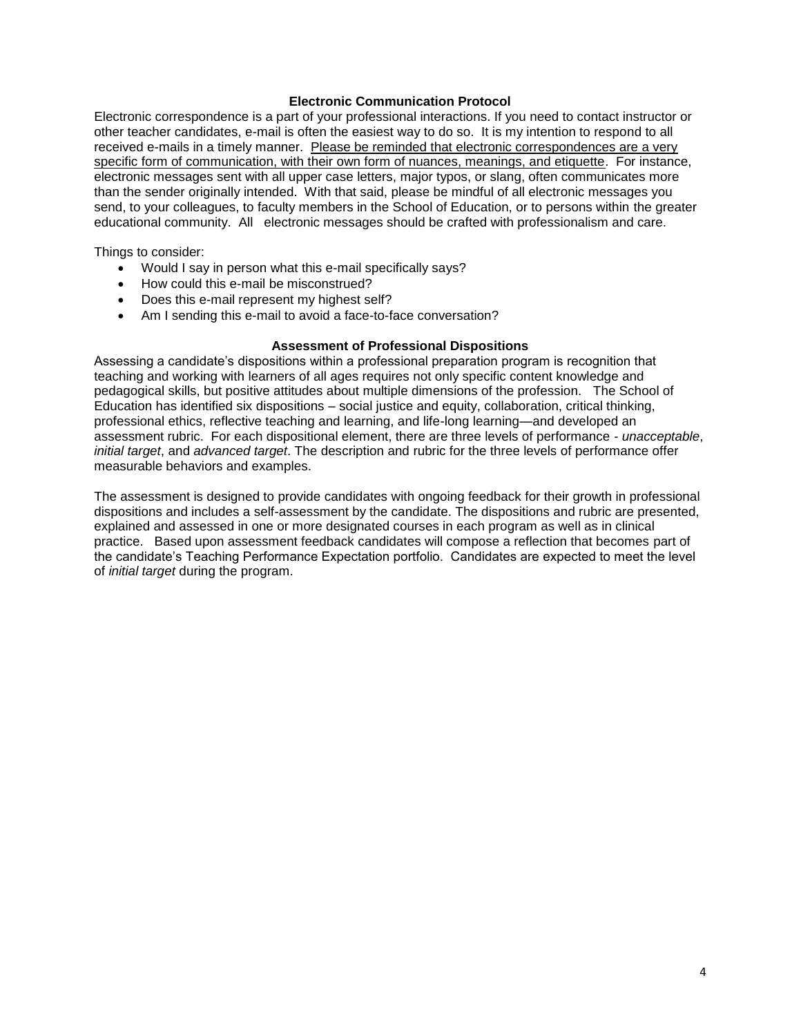### Electronic Communication Protocol

Electronic correspondence is a part of your professional interactions. If you need to contact instructor or other teacher candidates, e-mail is often the easiest way to do so. It is my intention to respond to all received e-mails in a timely manner. <u>Please be reminded that electronic correspondences are a very specific form of communication, with their own form of nuances, meanings, and etiquette</u>. For instance, electronic messages sent with all upper case letters, major typos, or slang, often communicates more than the sender originally intended. With that said, please be mindful of all electronic messages you send, to your colleagues, to faculty members in the School of Education, or to persons within the greater educational community. All electronic messages should be crafted with professionalism and care.

Things to consider:

- Would I say in person what this e-mail specifically says?
- How could this e-mail be misconstrued?
- Does this e-mail represent my highest self?
- Am I sending this e-mail to avoid a face-to-face conversation?

### Assessment of Professional Dispositions

Assessing a candidate's dispositions within a professional preparation program is recognition that teaching and working with learners of all ages requires not only specific content knowledge and pedagogical skills, but positive attitudes about multiple dimensions of the profession. The School of Education has identified six dispositions – social justice and equity, collaboration, critical thinking, professional ethics, reflective teaching and learning, and life-long learning—and developed an assessment rubric. For each dispositional element, there are three levels of performance - *unacceptable*, *initial target*, and *advanced target*. The description and rubric for the three levels of performance offer measurable behaviors and examples.

The assessment is designed to provide candidates with ongoing feedback for their growth in professional dispositions and includes a self-assessment by the candidate. The dispositions and rubric are presented, explained and assessed in one or more designated courses in each program as well as in clinical practice. Based upon assessment feedback candidates will compose a reflection that becomes part of the candidate's Teaching Performance Expectation portfolio. Candidates are expected to meet the level of *initial target* during the program.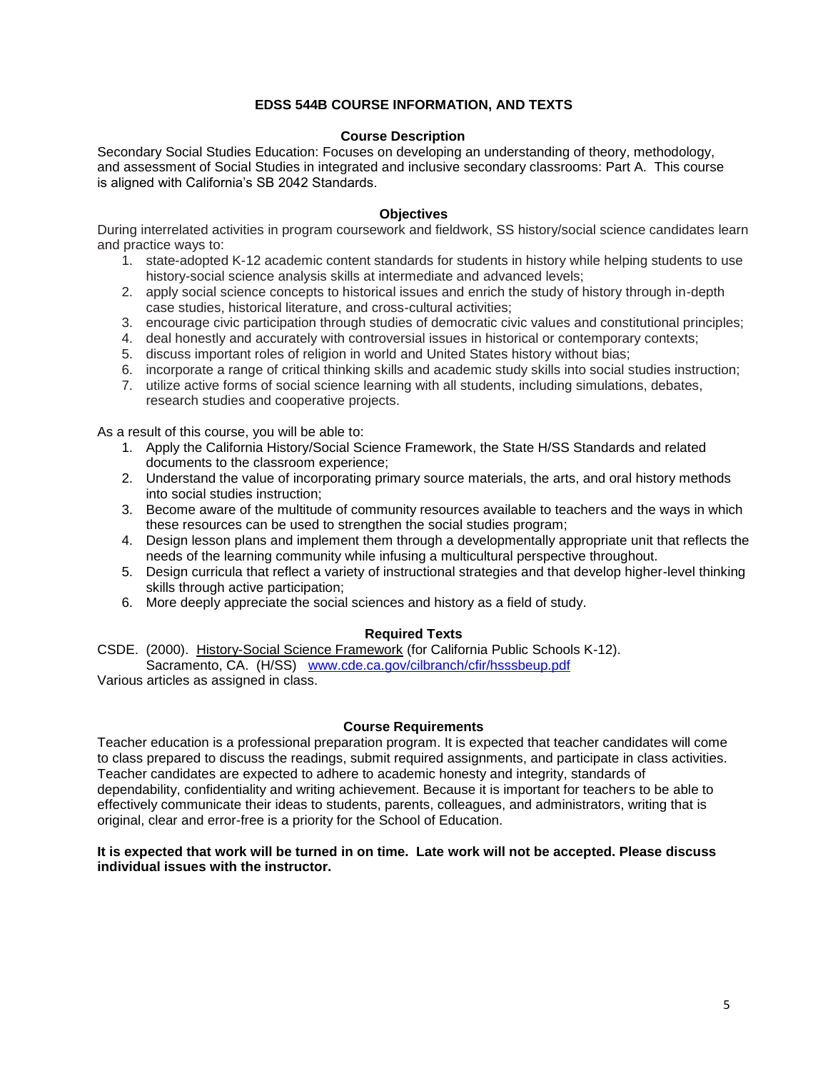## EDSS 544B COURSE INFORMATION, AND TEXTS

### Course Description

Secondary Social Studies Education: Focuses on developing an understanding of theory, methodology, and assessment of Social Studies in integrated and inclusive secondary classrooms: Part A. This course is aligned with California's SB 2042 Standards.

### Objectives

During interrelated activities in program coursework and fieldwork, SS history/social science candidates learn and practice ways to:

1. state-adopted K-12 academic content standards for students in history while helping students to use history-social science analysis skills at intermediate and advanced levels;
2. apply social science concepts to historical issues and enrich the study of history through in-depth case studies, historical literature, and cross-cultural activities;
3. encourage civic participation through studies of democratic civic values and constitutional principles;
4. deal honestly and accurately with controversial issues in historical or contemporary contexts;
5. discuss important roles of religion in world and United States history without bias;
6. incorporate a range of critical thinking skills and academic study skills into social studies instruction;
7. utilize active forms of social science learning with all students, including simulations, debates, research studies and cooperative projects.

As a result of this course, you will be able to:

1. Apply the California History/Social Science Framework, the State H/SS Standards and related documents to the classroom experience;
2. Understand the value of incorporating primary source materials, the arts, and oral history methods into social studies instruction;
3. Become aware of the multitude of community resources available to teachers and the ways in which these resources can be used to strengthen the social studies program;
4. Design lesson plans and implement them through a developmentally appropriate unit that reflects the needs of the learning community while infusing a multicultural perspective throughout.
5. Design curricula that reflect a variety of instructional strategies and that develop higher-level thinking skills through active participation;
6. More deeply appreciate the social sciences and history as a field of study.

### Required Texts

CSDE. (2000). History-Social Science Framework (for California Public Schools K-12). Sacramento, CA. (H/SS) [www.cde.ca.gov/cilbranch/cfir/hsssbeup.pdf](http://www.cde.ca.gov/cilbranch/cfir/hsssbeup.pdf)

Various articles as assigned in class.

### Course Requirements

Teacher education is a professional preparation program. It is expected that teacher candidates will come to class prepared to discuss the readings, submit required assignments, and participate in class activities. Teacher candidates are expected to adhere to academic honesty and integrity, standards of dependability, confidentiality and writing achievement. Because it is important for teachers to be able to effectively communicate their ideas to students, parents, colleagues, and administrators, writing that is original, clear and error-free is a priority for the School of Education.

**It is expected that work will be turned in on time. Late work will not be accepted. Please discuss individual issues with the instructor.**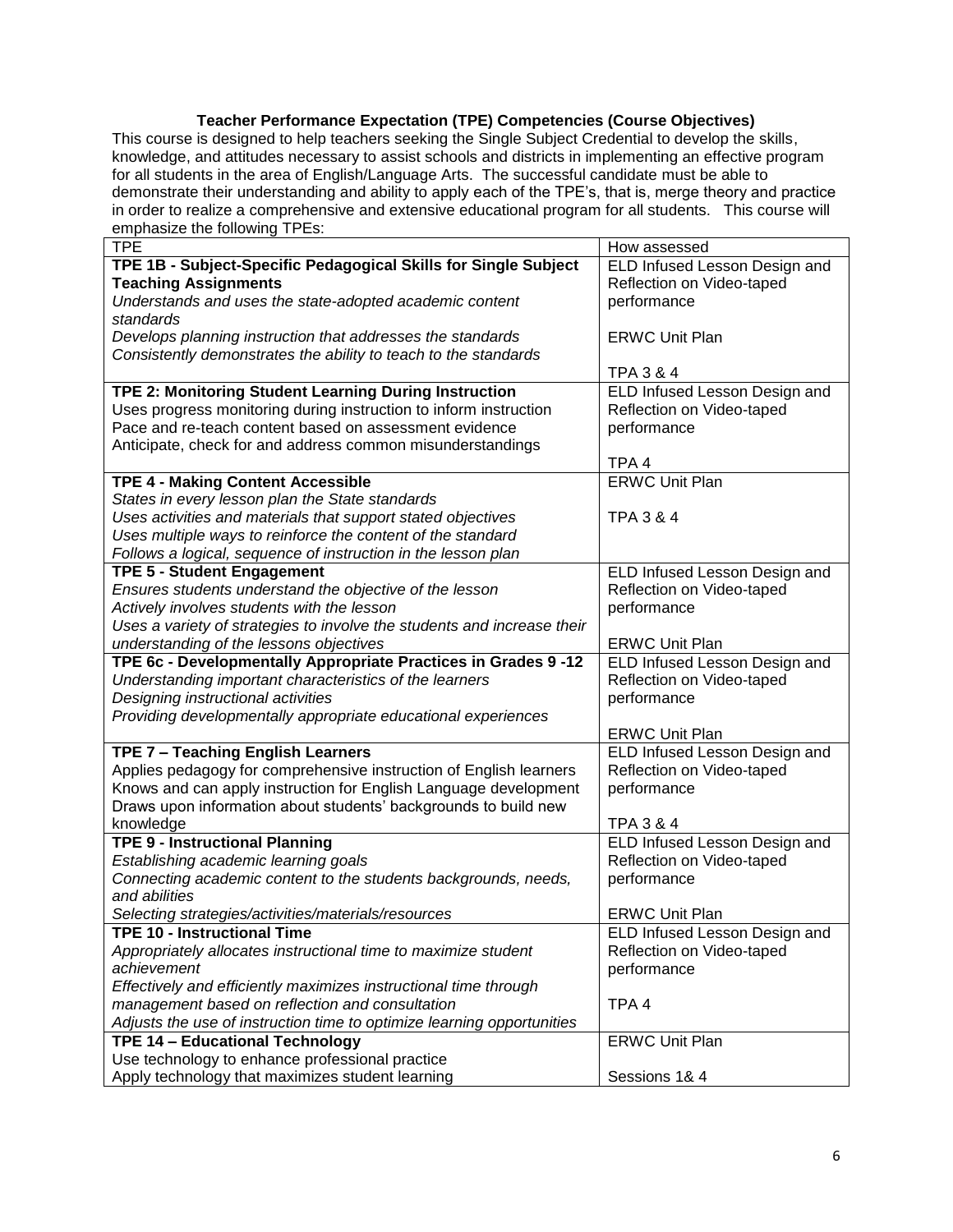**Teacher Performance Expectation (TPE) Competencies (Course Objectives)**

This course is designed to help teachers seeking the Single Subject Credential to develop the skills, knowledge, and attitudes necessary to assist schools and districts in implementing an effective program for all students in the area of English/Language Arts. The successful candidate must be able to demonstrate their understanding and ability to apply each of the TPE's, that is, merge theory and practice in order to realize a comprehensive and extensive educational program for all students. This course will emphasize the following TPEs:

| TPE | How assessed |
|---|---|
| **TPE 1B - Subject-Specific Pedagogical Skills for Single Subject Teaching Assignments**<br>*Understands and uses the state-adopted academic content standards*<br>*Develops planning instruction that addresses the standards*<br>*Consistently demonstrates the ability to teach to the standards* | ELD Infused Lesson Design and Reflection on Video-taped performance<br><br>ERWC Unit Plan<br><br>TPA 3 & 4 |
| **TPE 2: Monitoring Student Learning During Instruction**<br>Uses progress monitoring during instruction to inform instruction<br>Pace and re-teach content based on assessment evidence<br>Anticipate, check for and address common misunderstandings | ELD Infused Lesson Design and Reflection on Video-taped performance<br><br>TPA 4 |
| **TPE 4 - Making Content Accessible**<br>*States in every lesson plan the State standards*<br>*Uses activities and materials that support stated objectives*<br>*Uses multiple ways to reinforce the content of the standard*<br>*Follows a logical, sequence of instruction in the lesson plan* | ERWC Unit Plan<br><br>TPA 3 & 4 |
| **TPE 5 - Student Engagement**<br>*Ensures students understand the objective of the lesson*<br>*Actively involves students with the lesson*<br>*Uses a variety of strategies to involve the students and increase their understanding of the lessons objectives* | ELD Infused Lesson Design and Reflection on Video-taped performance<br><br>ERWC Unit Plan |
| **TPE 6c - Developmentally Appropriate Practices in Grades 9 -12**<br>*Understanding important characteristics of the learners*<br>*Designing instructional activities*<br>*Providing developmentally appropriate educational experiences* | ELD Infused Lesson Design and Reflection on Video-taped performance<br><br>ERWC Unit Plan |
| **TPE 7 – Teaching English Learners**<br>Applies pedagogy for comprehensive instruction of English learners<br>Knows and can apply instruction for English Language development<br>Draws upon information about students' backgrounds to build new knowledge | ELD Infused Lesson Design and Reflection on Video-taped performance<br><br>TPA 3 & 4 |
| **TPE 9 - Instructional Planning**<br>*Establishing academic learning goals*<br>*Connecting academic content to the students backgrounds, needs, and abilities*<br>*Selecting strategies/activities/materials/resources* | ELD Infused Lesson Design and Reflection on Video-taped performance<br><br>ERWC Unit Plan |
| **TPE 10 - Instructional Time**<br>*Appropriately allocates instructional time to maximize student achievement*<br>*Effectively and efficiently maximizes instructional time through management based on reflection and consultation*<br>*Adjusts the use of instruction time to optimize learning opportunities* | ELD Infused Lesson Design and Reflection on Video-taped performance<br><br>TPA 4 |
| **TPE 14 – Educational Technology**<br>Use technology to enhance professional practice<br>Apply technology that maximizes student learning | ERWC Unit Plan<br><br>Sessions 1& 4 |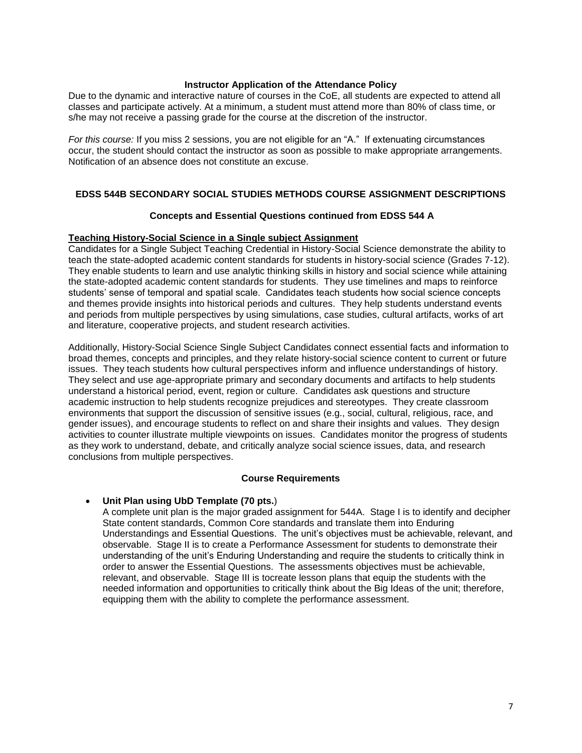### Instructor Application of the Attendance Policy

Due to the dynamic and interactive nature of courses in the CoE, all students are expected to attend all classes and participate actively. At a minimum, a student must attend more than 80% of class time, or s/he may not receive a passing grade for the course at the discretion of the instructor.

*For this course:* If you miss 2 sessions, you are not eligible for an "A." If extenuating circumstances occur, the student should contact the instructor as soon as possible to make appropriate arrangements. Notification of an absence does not constitute an excuse.

## EDSS 544B SECONDARY SOCIAL STUDIES METHODS COURSE ASSIGNMENT DESCRIPTIONS

### Concepts and Essential Questions continued from EDSS 544 A

**Teaching History-Social Science in a Single subject Assignment**

Candidates for a Single Subject Teaching Credential in History-Social Science demonstrate the ability to teach the state-adopted academic content standards for students in history-social science (Grades 7-12). They enable students to learn and use analytic thinking skills in history and social science while attaining the state-adopted academic content standards for students. They use timelines and maps to reinforce students' sense of temporal and spatial scale. Candidates teach students how social science concepts and themes provide insights into historical periods and cultures. They help students understand events and periods from multiple perspectives by using simulations, case studies, cultural artifacts, works of art and literature, cooperative projects, and student research activities.

Additionally, History-Social Science Single Subject Candidates connect essential facts and information to broad themes, concepts and principles, and they relate history-social science content to current or future issues. They teach students how cultural perspectives inform and influence understandings of history. They select and use age-appropriate primary and secondary documents and artifacts to help students understand a historical period, event, region or culture. Candidates ask questions and structure academic instruction to help students recognize prejudices and stereotypes. They create classroom environments that support the discussion of sensitive issues (e.g., social, cultural, religious, race, and gender issues), and encourage students to reflect on and share their insights and values. They design activities to counter illustrate multiple viewpoints on issues. Candidates monitor the progress of students as they work to understand, debate, and critically analyze social science issues, data, and research conclusions from multiple perspectives.

### Course Requirements

- **Unit Plan using UbD Template (70 pts.**)
  A complete unit plan is the major graded assignment for 544A. Stage I is to identify and decipher State content standards, Common Core standards and translate them into Enduring Understandings and Essential Questions. The unit's objectives must be achievable, relevant, and observable. Stage II is to create a Performance Assessment for students to demonstrate their understanding of the unit's Enduring Understanding and require the students to critically think in order to answer the Essential Questions. The assessments objectives must be achievable, relevant, and observable. Stage III is tocreate lesson plans that equip the students with the needed information and opportunities to critically think about the Big Ideas of the unit; therefore, equipping them with the ability to complete the performance assessment.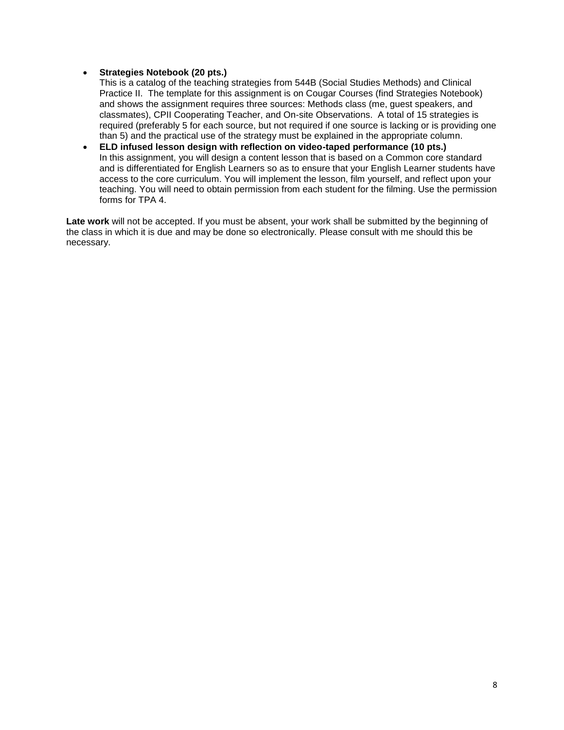- **Strategies Notebook (20 pts.)**
  This is a catalog of the teaching strategies from 544B (Social Studies Methods) and Clinical Practice II. The template for this assignment is on Cougar Courses (find Strategies Notebook) and shows the assignment requires three sources: Methods class (me, guest speakers, and classmates), CPII Cooperating Teacher, and On-site Observations. A total of 15 strategies is required (preferably 5 for each source, but not required if one source is lacking or is providing one than 5) and the practical use of the strategy must be explained in the appropriate column.
- **ELD infused lesson design with reflection on video-taped performance (10 pts.)**
  In this assignment, you will design a content lesson that is based on a Common core standard and is differentiated for English Learners so as to ensure that your English Learner students have access to the core curriculum. You will implement the lesson, film yourself, and reflect upon your teaching. You will need to obtain permission from each student for the filming. Use the permission forms for TPA 4.

**Late work** will not be accepted. If you must be absent, your work shall be submitted by the beginning of the class in which it is due and may be done so electronically. Please consult with me should this be necessary.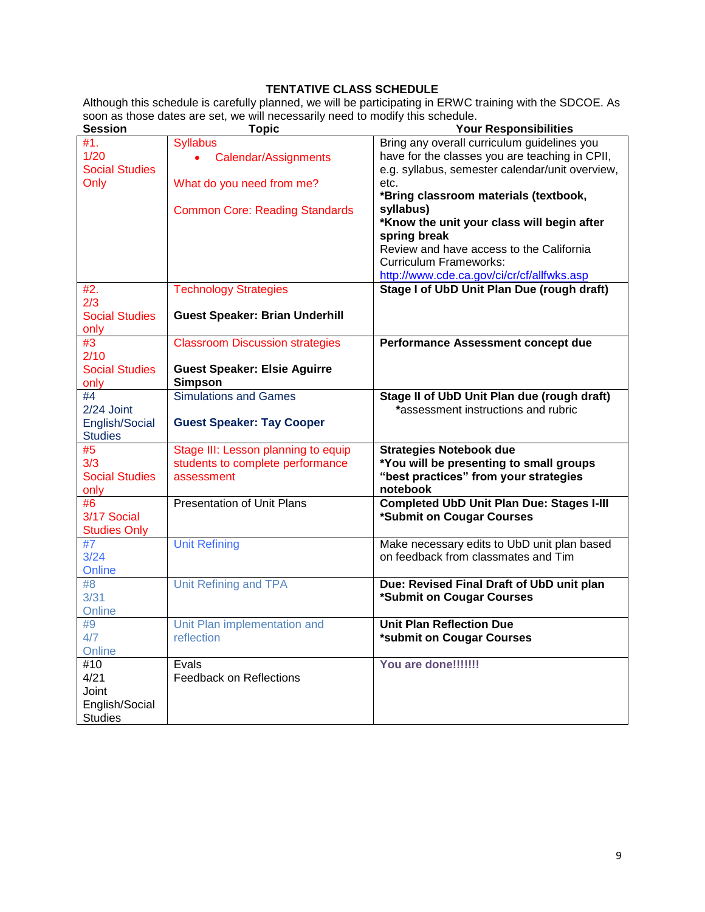**TENTATIVE CLASS SCHEDULE**

Although this schedule is carefully planned, we will be participating in ERWC training with the SDCOE. As soon as those dates are set, we will necessarily need to modify this schedule.

| Session | Topic | Your Responsibilities |
|---|---|---|
| #1.<br>1/20<br>Social Studies Only | Syllabus<br>• Calendar/Assignments<br><br>What do you need from me?<br><br>Common Core: Reading Standards | Bring any overall curriculum guidelines you have for the classes you are teaching in CPII, e.g. syllabus, semester calendar/unit overview, etc.<br>**\*Bring classroom materials (textbook, syllabus)**<br>**\*Know the unit your class will begin after spring break**<br>Review and have access to the California Curriculum Frameworks: http://www.cde.ca.gov/ci/cr/cf/allfwks.asp |
| #2.<br>2/3<br>Social Studies only | Technology Strategies<br><br>**Guest Speaker: Brian Underhill** | **Stage I of UbD Unit Plan Due (rough draft)** |
| #3<br>2/10<br>Social Studies only | Classroom Discussion strategies<br><br>**Guest Speaker: Elsie Aguirre Simpson** | **Performance Assessment concept due** |
| #4<br>2/24 Joint English/Social Studies | Simulations and Games<br><br>**Guest Speaker: Tay Cooper** | **Stage II of UbD Unit Plan due (rough draft)**<br>**\***assessment instructions and rubric |
| #5<br>3/3<br>Social Studies only | Stage III: Lesson planning to equip students to complete performance assessment | **Strategies Notebook due**<br>**\*You will be presenting to small groups "best practices" from your strategies notebook** |
| #6<br>3/17 Social Studies Only | Presentation of Unit Plans | **Completed UbD Unit Plan Due: Stages I-III**<br>**\*Submit on Cougar Courses** |
| #7<br>3/24<br>Online | Unit Refining | Make necessary edits to UbD unit plan based on feedback from classmates and Tim |
| #8<br>3/31<br>Online | Unit Refining and TPA | **Due: Revised Final Draft of UbD unit plan**<br>**\*Submit on Cougar Courses** |
| #9<br>4/7<br>Online | Unit Plan implementation and reflection | **Unit Plan Reflection Due**<br>**\*submit on Cougar Courses** |
| #10<br>4/21<br>Joint English/Social Studies | Evals<br>Feedback on Reflections | **You are done!!!!!!!** |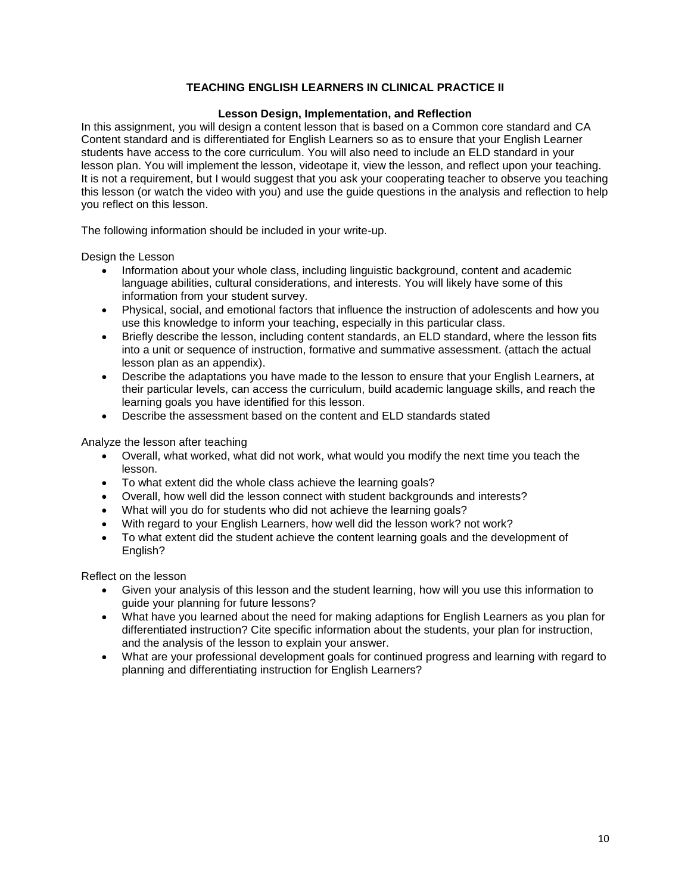## TEACHING ENGLISH LEARNERS IN CLINICAL PRACTICE II

### Lesson Design, Implementation, and Reflection

In this assignment, you will design a content lesson that is based on a Common core standard and CA Content standard and is differentiated for English Learners so as to ensure that your English Learner students have access to the core curriculum. You will also need to include an ELD standard in your lesson plan. You will implement the lesson, videotape it, view the lesson, and reflect upon your teaching. It is not a requirement, but I would suggest that you ask your cooperating teacher to observe you teaching this lesson (or watch the video with you) and use the guide questions in the analysis and reflection to help you reflect on this lesson.

The following information should be included in your write-up.

Design the Lesson

- Information about your whole class, including linguistic background, content and academic language abilities, cultural considerations, and interests. You will likely have some of this information from your student survey.
- Physical, social, and emotional factors that influence the instruction of adolescents and how you use this knowledge to inform your teaching, especially in this particular class.
- Briefly describe the lesson, including content standards, an ELD standard, where the lesson fits into a unit or sequence of instruction, formative and summative assessment. (attach the actual lesson plan as an appendix).
- Describe the adaptations you have made to the lesson to ensure that your English Learners, at their particular levels, can access the curriculum, build academic language skills, and reach the learning goals you have identified for this lesson.
- Describe the assessment based on the content and ELD standards stated

Analyze the lesson after teaching

- Overall, what worked, what did not work, what would you modify the next time you teach the lesson.
- To what extent did the whole class achieve the learning goals?
- Overall, how well did the lesson connect with student backgrounds and interests?
- What will you do for students who did not achieve the learning goals?
- With regard to your English Learners, how well did the lesson work? not work?
- To what extent did the student achieve the content learning goals and the development of English?

Reflect on the lesson

- Given your analysis of this lesson and the student learning, how will you use this information to guide your planning for future lessons?
- What have you learned about the need for making adaptions for English Learners as you plan for differentiated instruction? Cite specific information about the students, your plan for instruction, and the analysis of the lesson to explain your answer.
- What are your professional development goals for continued progress and learning with regard to planning and differentiating instruction for English Learners?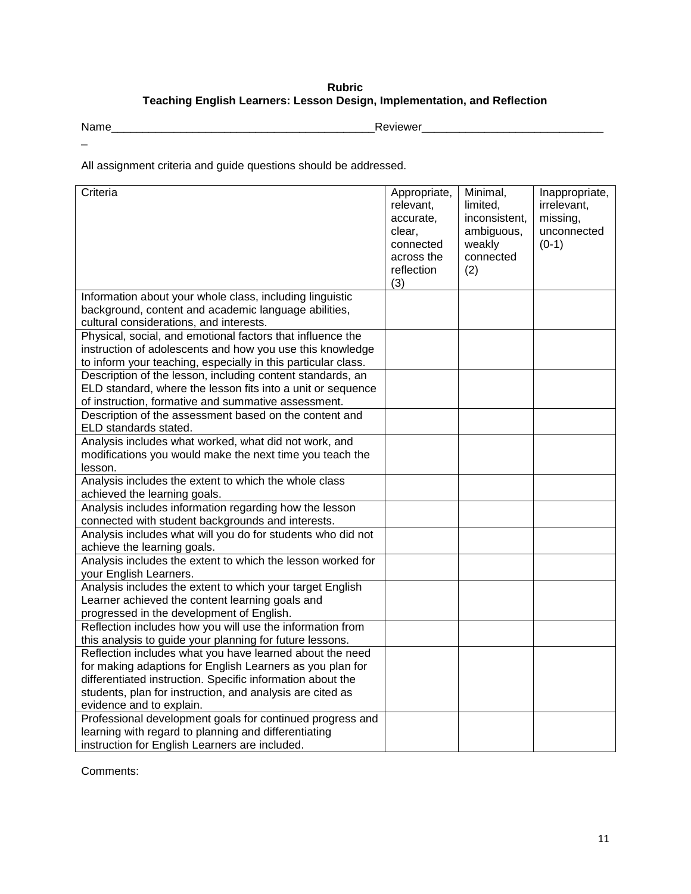**Rubric**
**Teaching English Learners: Lesson Design, Implementation, and Reflection**

Name_________________________________________Reviewer____________________________
_

All assignment criteria and guide questions should be addressed.

| Criteria | Appropriate, relevant, accurate, clear, connected across the reflection (3) | Minimal, limited, inconsistent, ambiguous, weakly connected (2) | Inappropriate, irrelevant, missing, unconnected (0-1) |
|---|---|---|---|
| Information about your whole class, including linguistic background, content and academic language abilities, cultural considerations, and interests. | | | |
| Physical, social, and emotional factors that influence the instruction of adolescents and how you use this knowledge to inform your teaching, especially in this particular class. | | | |
| Description of the lesson, including content standards, an ELD standard, where the lesson fits into a unit or sequence of instruction, formative and summative assessment. | | | |
| Description of the assessment based on the content and ELD standards stated. | | | |
| Analysis includes what worked, what did not work, and modifications you would make the next time you teach the lesson. | | | |
| Analysis includes the extent to which the whole class achieved the learning goals. | | | |
| Analysis includes information regarding how the lesson connected with student backgrounds and interests. | | | |
| Analysis includes what will you do for students who did not achieve the learning goals. | | | |
| Analysis includes the extent to which the lesson worked for your English Learners. | | | |
| Analysis includes the extent to which your target English Learner achieved the content learning goals and progressed in the development of English. | | | |
| Reflection includes how you will use the information from this analysis to guide your planning for future lessons. | | | |
| Reflection includes what you have learned about the need for making adaptions for English Learners as you plan for differentiated instruction. Specific information about the students, plan for instruction, and analysis are cited as evidence and to explain. | | | |
| Professional development goals for continued progress and learning with regard to planning and differentiating instruction for English Learners are included. | | | |

Comments: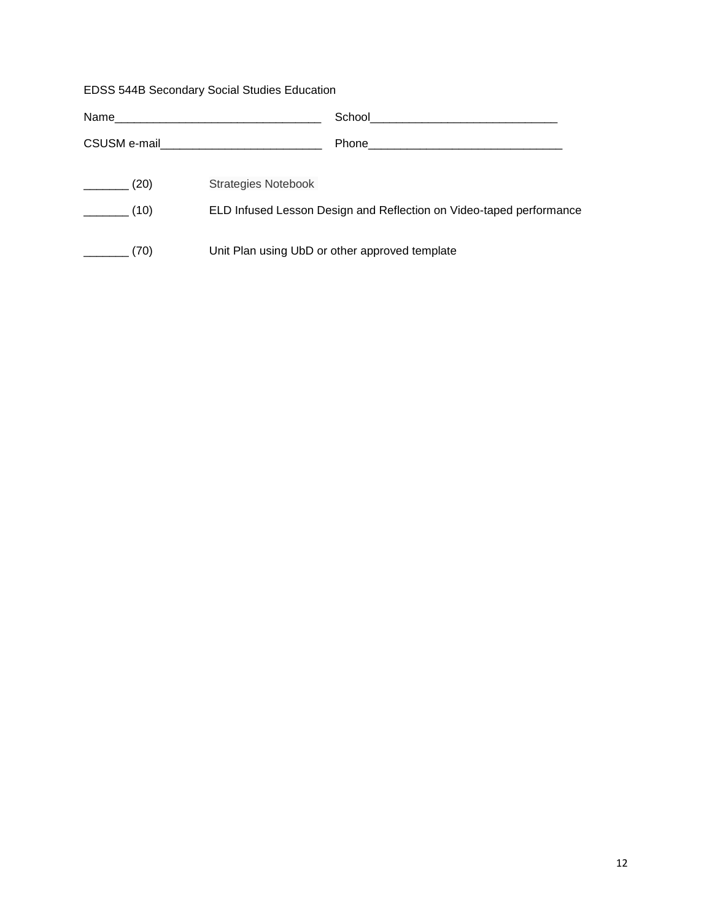EDSS 544B Secondary Social Studies Education

Name________________________________ School_____________________________

CSUSM e-mail_________________________ Phone______________________________

_______ (20) Strategies Notebook

_______ (10) ELD Infused Lesson Design and Reflection on Video-taped performance

_______ (70) Unit Plan using UbD or other approved template